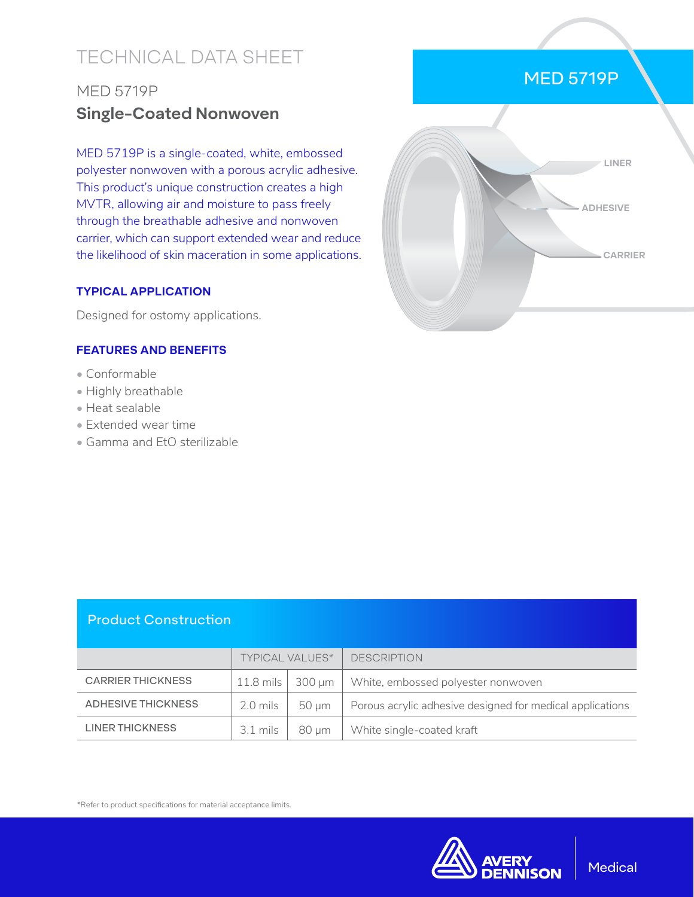# TECHNICAL DATA SHEET

## MED 5719P

## **Single-Coated Nonwoven**

MED 5719P is a single-coated, white, embossed polyester nonwoven with a porous acrylic adhesive. This product's unique construction creates a high MVTR, allowing air and moisture to pass freely through the breathable adhesive and nonwoven carrier, which can support extended wear and reduce the likelihood of skin maceration in some applications.

MED 5719P

LINER

ADHESIVE

CARRIER

### TYPICAL APPLICATION

Designed for ostomy applications.

### FEATURES AND BENEFITS

- Conformable
- Highly breathable
- Heat sealable
- Extended wear time
- Gamma and EtO sterilizable

## Product Construction

| | TYPICAL VALUES* | | DESCRIPTION |
|---|---|---|---|
| CARRIER THICKNESS | 11.8 mils | 300 µm | White, embossed polyester nonwoven |
| ADHESIVE THICKNESS | 2.0 mils | 50 µm | Porous acrylic adhesive designed for medical applications |
| LINER THICKNESS | 3.1 mils | 80 µm | White single-coated kraft |

*Refer to product specifications for material acceptance limits.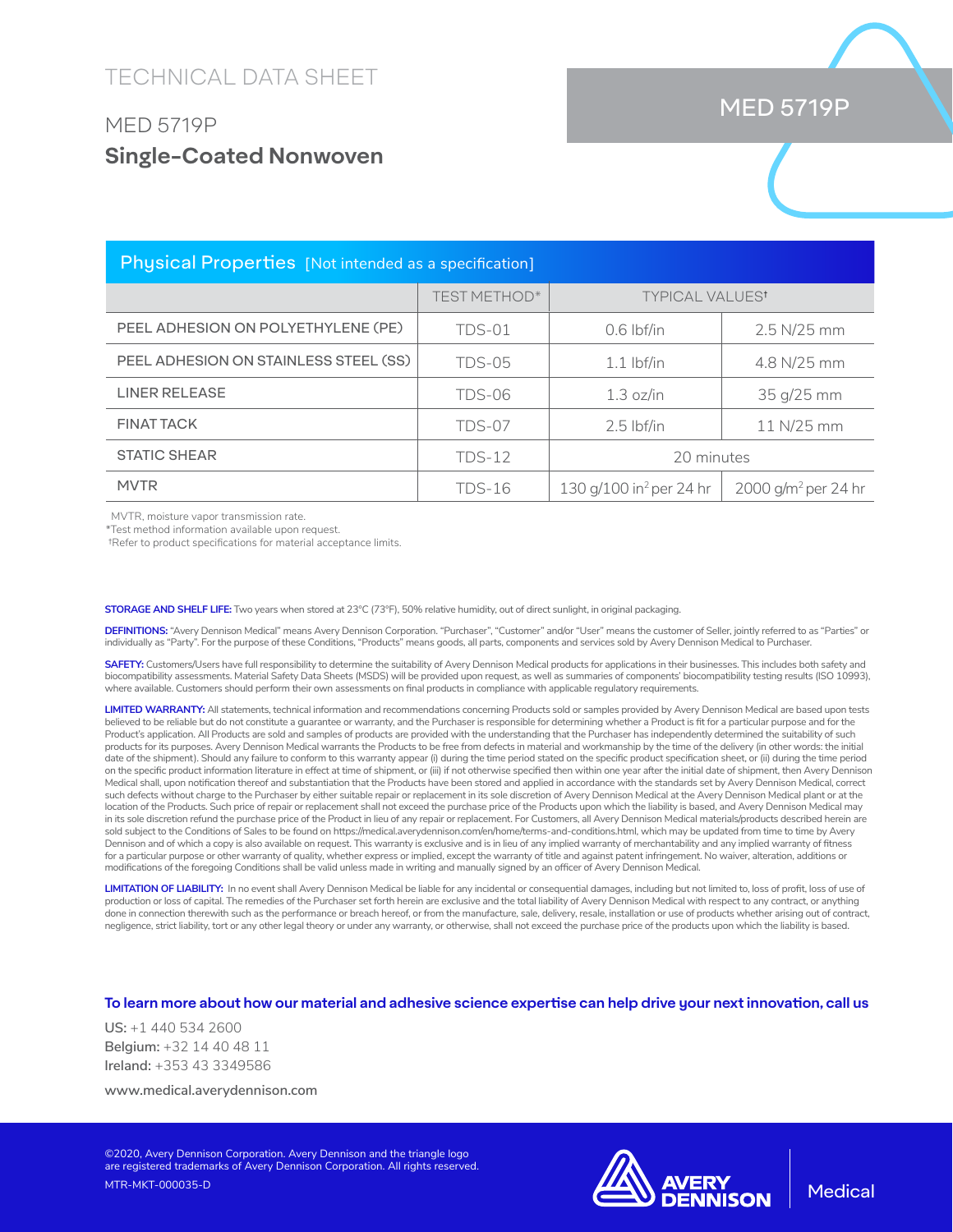# TECHNICAL DATA SHEET

## MED 5719P

## Single-Coated Nonwoven

MED 5719P

### Physical Properties [Not intended as a specification]

| | TEST METHOD* | TYPICAL VALUES† | |
|---|---|---|---|
| PEEL ADHESION ON POLYETHYLENE (PE) | TDS-01 | 0.6 lbf/in | 2.5 N/25 mm |
| PEEL ADHESION ON STAINLESS STEEL (SS) | TDS-05 | 1.1 lbf/in | 4.8 N/25 mm |
| LINER RELEASE | TDS-06 | 1.3 oz/in | 35 g/25 mm |
| FINAT TACK | TDS-07 | 2.5 lbf/in | 11 N/25 mm |
| STATIC SHEAR | TDS-12 | 20 minutes | |
| MVTR | TDS-16 | 130 g/100 $in^2$ per 24 hr | 2000 g/$m^2$ per 24 hr |

MVTR, moisture vapor transmission rate.
*Test method information available upon request.
†Refer to product specifications for material acceptance limits.

**STORAGE AND SHELF LIFE:** Two years when stored at 23°C (73°F), 50% relative humidity, out of direct sunlight, in original packaging.

**DEFINITIONS:** "Avery Dennison Medical" means Avery Dennison Corporation. "Purchaser", "Customer" and/or "User" means the customer of Seller, jointly referred to as "Parties" or individually as "Party". For the purpose of these Conditions, "Products" means goods, all parts, components and services sold by Avery Dennison Medical to Purchaser.

**SAFETY:** Customers/Users have full responsibility to determine the suitability of Avery Dennison Medical products for applications in their businesses. This includes both safety and biocompatibility assessments. Material Safety Data Sheets (MSDS) will be provided upon request, as well as summaries of components' biocompatibility testing results (ISO 10993), where available. Customers should perform their own assessments on final products in compliance with applicable regulatory requirements.

**LIMITED WARRANTY:** All statements, technical information and recommendations concerning Products sold or samples provided by Avery Dennison Medical are based upon tests believed to be reliable but do not constitute a guarantee or warranty, and the Purchaser is responsible for determining whether a Product is fit for a particular purpose and for the Product's application. All Products are sold and samples of products are provided with the understanding that the Purchaser has independently determined the suitability of such products for its purposes. Avery Dennison Medical warrants the Products to be free from defects in material and workmanship by the time of the delivery (in other words: the initial date of the shipment). Should any failure to conform to this warranty appear (i) during the time period stated on the specific product specification sheet, or (ii) during the time period on the specific product information literature in effect at time of shipment, or (iii) if not otherwise specified then within one year after the initial date of shipment, then Avery Dennison Medical shall, upon notification thereof and substantiation that the Products have been stored and applied in accordance with the standards set by Avery Dennison Medical, correct such defects without charge to the Purchaser by either suitable repair or replacement in its sole discretion of Avery Dennison Medical at the Avery Dennison Medical plant or at the location of the Products. Such price of repair or replacement shall not exceed the purchase price of the Products upon which the liability is based, and Avery Dennison Medical may in its sole discretion refund the purchase price of the Product in lieu of any repair or replacement. For Customers, all Avery Dennison Medical materials/products described herein are sold subject to the Conditions of Sales to be found on https://medical.averydennison.com/en/home/terms-and-conditions.html, which may be updated from time to time by Avery Dennison and of which a copy is also available on request. This warranty is exclusive and is in lieu of any implied warranty of merchantability and any implied warranty of fitness for a particular purpose or other warranty of quality, whether express or implied, except the warranty of title and against patent infringement. No waiver, alteration, additions or modifications of the foregoing Conditions shall be valid unless made in writing and manually signed by an officer of Avery Dennison Medical.

**LIMITATION OF LIABILITY:** In no event shall Avery Dennison Medical be liable for any incidental or consequential damages, including but not limited to, loss of profit, loss of use of production or loss of capital. The remedies of the Purchaser set forth herein are exclusive and the total liability of Avery Dennison Medical with respect to any contract, or anything done in connection therewith such as the performance or breach hereof, or from the manufacture, sale, delivery, resale, installation or use of products whether arising out of contract, negligence, strict liability, tort or any other legal theory or under any warranty, or otherwise, shall not exceed the purchase price of the products upon which the liability is based.

**To learn more about how our material and adhesive science expertise can help drive your next innovation, call us**

**US:** +1 440 534 2600
**Belgium:** +32 14 40 48 11
**Ireland:** +353 43 3349586

**www.medical.averydennison.com**

©2020, Avery Dennison Corporation. Avery Dennison and the triangle logo are registered trademarks of Avery Dennison Corporation. All rights reserved.

MTR-MKT-000035-D

AVERY DENNISON Medical